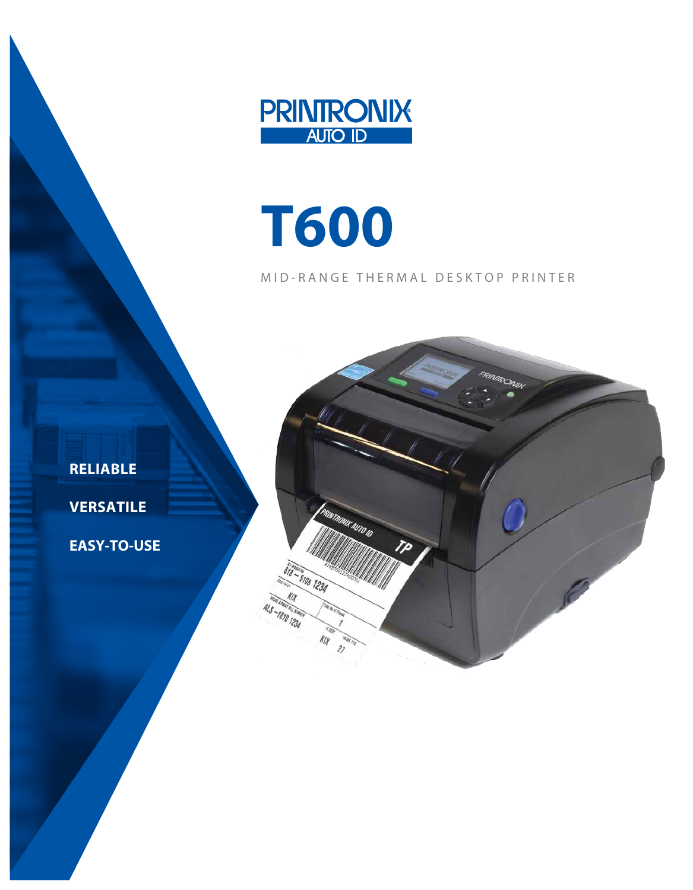PRINTRONIX AUTO ID

# T600

MID-RANGE THERMAL DESKTOP PRINTER

**RELIABLE**

**VERSATILE**

**EASY-TO-USE**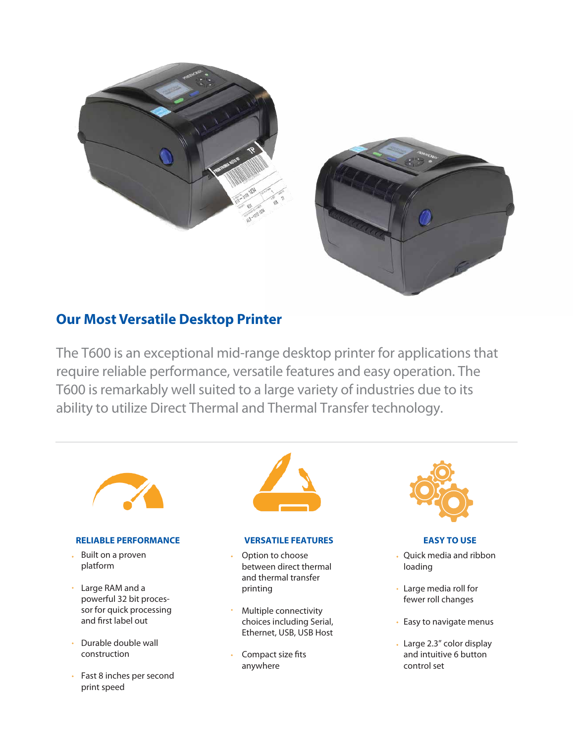## Our Most Versatile Desktop Printer

The T600 is an exceptional mid-range desktop printer for applications that require reliable performance, versatile features and easy operation. The T600 is remarkably well suited to a large variety of industries due to its ability to utilize Direct Thermal and Thermal Transfer technology.

---

### RELIABLE PERFORMANCE

- Built on a proven platform
- Large RAM and a powerful 32 bit processor for quick processing and first label out
- Durable double wall construction
- Fast 8 inches per second print speed

### VERSATILE FEATURES

- Option to choose between direct thermal and thermal transfer printing
- Multiple connectivity choices including Serial, Ethernet, USB, USB Host
- Compact size fits anywhere

### EASY TO USE

- Quick media and ribbon loading
- Large media roll for fewer roll changes
- Easy to navigate menus
- Large 2.3" color display and intuitive 6 button control set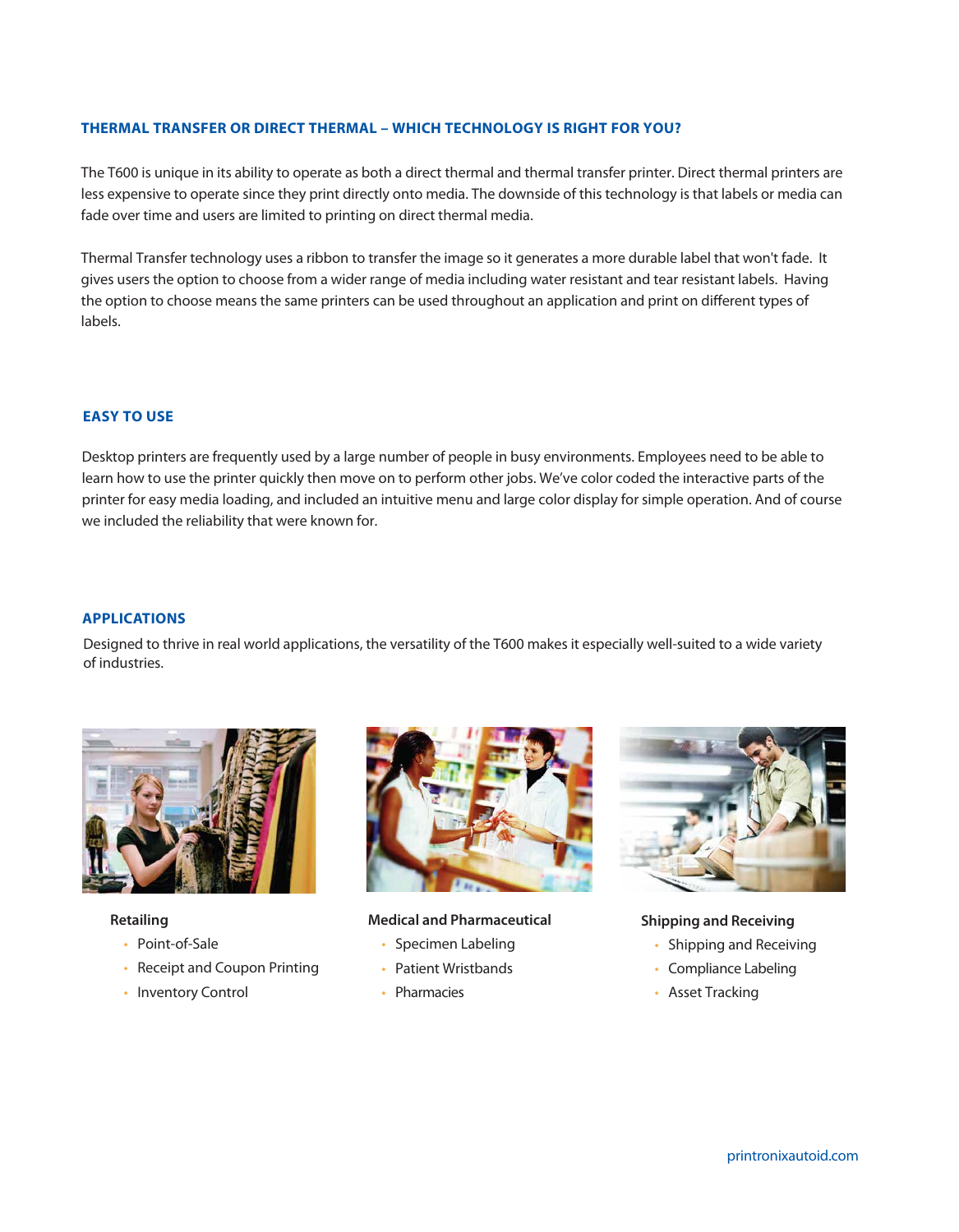## THERMAL TRANSFER OR DIRECT THERMAL – WHICH TECHNOLOGY IS RIGHT FOR YOU?

The T600 is unique in its ability to operate as both a direct thermal and thermal transfer printer. Direct thermal printers are less expensive to operate since they print directly onto media. The downside of this technology is that labels or media can fade over time and users are limited to printing on direct thermal media.

Thermal Transfer technology uses a ribbon to transfer the image so it generates a more durable label that won't fade. It gives users the option to choose from a wider range of media including water resistant and tear resistant labels. Having the option to choose means the same printers can be used throughout an application and print on different types of labels.

## EASY TO USE

Desktop printers are frequently used by a large number of people in busy environments. Employees need to be able to learn how to use the printer quickly then move on to perform other jobs. We've color coded the interactive parts of the printer for easy media loading, and included an intuitive menu and large color display for simple operation. And of course we included the reliability that were known for.

## APPLICATIONS

Designed to thrive in real world applications, the versatility of the T600 makes it especially well-suited to a wide variety of industries.

**Retailing**

- Point-of-Sale
- Receipt and Coupon Printing
- Inventory Control

**Medical and Pharmaceutical**

- Specimen Labeling
- Patient Wristbands
- Pharmacies

**Shipping and Receiving**

- Shipping and Receiving
- Compliance Labeling
- Asset Tracking

printronixautoid.com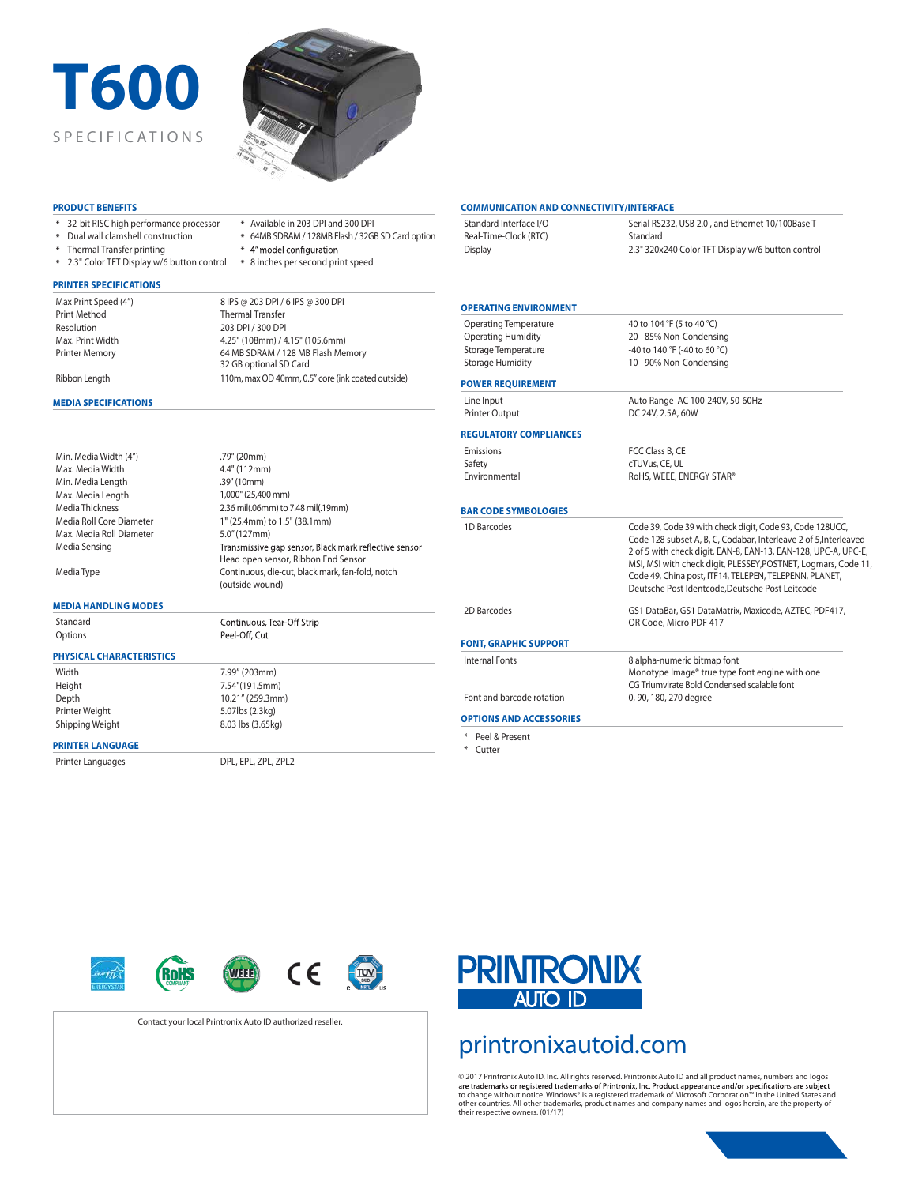# T600

SPECIFICATIONS

## PRODUCT BENEFITS

* 32-bit RISC high performance processor
* Dual wall clamshell construction
* Thermal Transfer printing
* 2.3" Color TFT Display w/6 button control
* Available in 203 DPI and 300 DPI
* 64MB SDRAM / 128MB Flash / 32GB SD Card option
* 4" model configuration
* 8 inches per second print speed

## PRINTER SPECIFICATIONS

| | |
|---|---|
| Max Print Speed (4") | 8 IPS @ 203 DPI / 6 IPS @ 300 DPI |
| Print Method | Thermal Transfer |
| Resolution | 203 DPI / 300 DPI |
| Max. Print Width | 4.25" (108mm) / 4.15" (105.6mm) |
| Printer Memory | 64 MB SDRAM / 128 MB Flash Memory<br>32 GB optional SD Card |
| Ribbon Length | 110m, max OD 40mm, 0.5" core (ink coated outside) |

## MEDIA SPECIFICATIONS

| | |
|---|---|
| Min. Media Width (4") | .79" (20mm) |
| Max. Media Width | 4.4" (112mm) |
| Min. Media Length | .39" (10mm) |
| Max. Media Length | 1,000" (25,400 mm) |
| Media Thickness | 2.36 mil(.06mm) to 7.48 mil(.19mm) |
| Media Roll Core Diameter | 1" (25.4mm) to 1.5" (38.1mm) |
| Max. Media Roll Diameter | 5.0" (127mm) |
| Media Sensing | Transmissive gap sensor, Black mark reflective sensor<br>Head open sensor, Ribbon End Sensor |
| Media Type | Continuous, die-cut, black mark, fan-fold, notch (outside wound) |

## MEDIA HANDLING MODES

| | |
|---|---|
| Standard | Continuous, Tear-Off Strip |
| Options | Peel-Off, Cut |

## PHYSICAL CHARACTERISTICS

| | |
|---|---|
| Width | 7.99" (203mm) |
| Height | 7.54"(191.5mm) |
| Depth | 10.21" (259.3mm) |
| Printer Weight | 5.07lbs (2.3kg) |
| Shipping Weight | 8.03 lbs (3.65kg) |

## PRINTER LANGUAGE

| | |
|---|---|
| Printer Languages | DPL, EPL, ZPL, ZPL2 |

## COMMUNICATION AND CONNECTIVITY/INTERFACE

| | |
|---|---|
| Standard Interface I/O | Serial RS232, USB 2.0 , and Ethernet 10/100Base T |
| Real-Time-Clock (RTC) | Standard |
| Display | 2.3" 320x240 Color TFT Display w/6 button control |

## OPERATING ENVIRONMENT

| | |
|---|---|
| Operating Temperature | 40 to 104 °F (5 to 40 °C) |
| Operating Humidity | 20 - 85% Non-Condensing |
| Storage Temperature | -40 to 140 °F (-40 to 60 °C) |
| Storage Humidity | 10 - 90% Non-Condensing |

## POWER REQUIREMENT

| | |
|---|---|
| Line Input | Auto Range AC 100-240V, 50-60Hz |
| Printer Output | DC 24V, 2.5A, 60W |

## REGULATORY COMPLIANCES

| | |
|---|---|
| Emissions | FCC Class B, CE |
| Safety | cTUVus, CE, UL |
| Environmental | RoHS, WEEE, ENERGY STAR® |

## BAR CODE SYMBOLOGIES

| | |
|---|---|
| 1D Barcodes | Code 39, Code 39 with check digit, Code 93, Code 128UCC, Code 128 subset A, B, C, Codabar, Interleave 2 of 5,Interleaved 2 of 5 with check digit, EAN-8, EAN-13, EAN-128, UPC-A, UPC-E, MSI, MSI with check digit, PLESSEY,POSTNET, Logmars, Code 11, Code 49, China post, ITF14, TELEPEN, TELEPENN, PLANET, Deutsche Post Identcode,Deutsche Post Leitcode |
| 2D Barcodes | GS1 DataBar, GS1 DataMatrix, Maxicode, AZTEC, PDF417, QR Code, Micro PDF 417 |

## FONT, GRAPHIC SUPPORT

| | |
|---|---|
| Internal Fonts | 8 alpha-numeric bitmap font<br>Monotype Image® true type font engine with one CG Triumvirate Bold Condensed scalable font |
| Font and barcode rotation | 0, 90, 180, 270 degree |

## OPTIONS AND ACCESSORIES

* Peel & Present
* Cutter

Contact your local Printronix Auto ID authorized reseller.

PRINTRONIX AUTO ID

printronixautoid.com

© 2017 Printronix Auto ID, Inc. All rights reserved. Printronix Auto ID and all product names, numbers and logos are trademarks or registered trademarks of Printronix, Inc. Product appearance and/or specifications are subject to change without notice. Windows® is a registered trademark of Microsoft Corporation™ in the United States and other countries. All other trademarks, product names and company names and logos herein, are the property of their respective owners. (01/17)